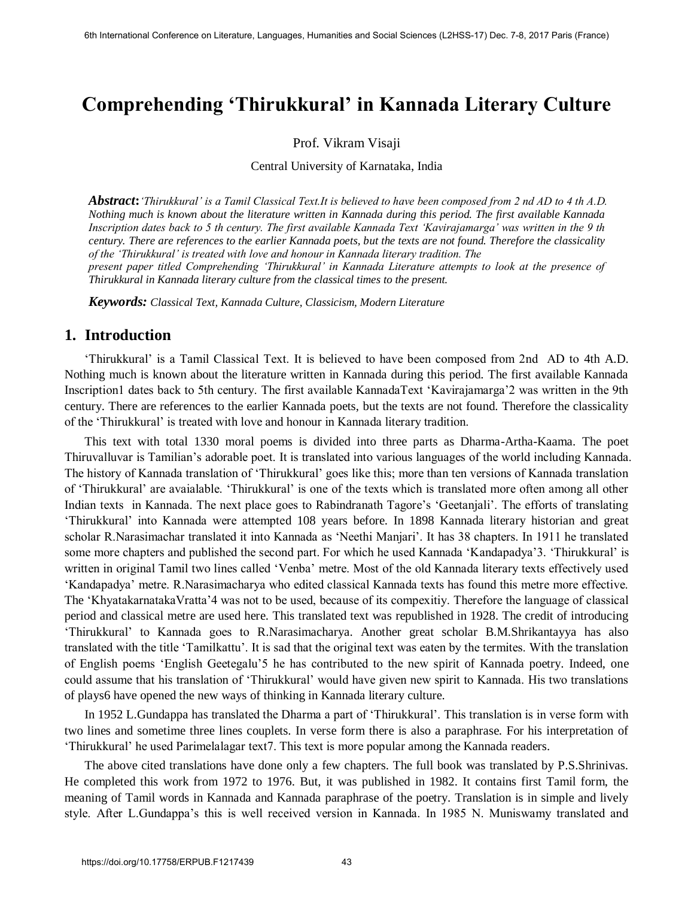# Comprehending 'Thirukkural' in Kannada Literary Culture

Prof. Vikram Visaji

Central University of Karnataka, India

***Abstract:*** *'Thirukkural' is a Tamil Classical Text.It is believed to have been composed from 2 nd AD to 4 th A.D. Nothing much is known about the literature written in Kannada during this period. The first available Kannada Inscription dates back to 5 th century. The first available Kannada Text 'Kavirajamarga' was written in the 9 th century. There are references to the earlier Kannada poets, but the texts are not found. Therefore the classicality of the 'Thirukkural' is treated with love and honour in Kannada literary tradition. The present paper titled Comprehending 'Thirukkural' in Kannada Literature attempts to look at the presence of Thirukkural in Kannada literary culture from the classical times to the present.*

***Keywords:*** *Classical Text, Kannada Culture, Classicism, Modern Literature*

## 1. Introduction

'Thirukkural' is a Tamil Classical Text. It is believed to have been composed from 2nd AD to 4th A.D. Nothing much is known about the literature written in Kannada during this period. The first available Kannada Inscription1 dates back to 5th century. The first available KannadaText 'Kavirajamarga'2 was written in the 9th century. There are references to the earlier Kannada poets, but the texts are not found. Therefore the classicality of the 'Thirukkural' is treated with love and honour in Kannada literary tradition.

This text with total 1330 moral poems is divided into three parts as Dharma-Artha-Kaama. The poet Thiruvalluvar is Tamilian's adorable poet. It is translated into various languages of the world including Kannada. The history of Kannada translation of 'Thirukkural' goes like this; more than ten versions of Kannada translation of 'Thirukkural' are avaialable. 'Thirukkural' is one of the texts which is translated more often among all other Indian texts in Kannada. The next place goes to Rabindranath Tagore's 'Geetanjali'. The efforts of translating 'Thirukkural' into Kannada were attempted 108 years before. In 1898 Kannada literary historian and great scholar R.Narasimachar translated it into Kannada as 'Neethi Manjari'. It has 38 chapters. In 1911 he translated some more chapters and published the second part. For which he used Kannada 'Kandapadya'3. 'Thirukkural' is written in original Tamil two lines called 'Venba' metre. Most of the old Kannada literary texts effectively used 'Kandapadya' metre. R.Narasimacharya who edited classical Kannada texts has found this metre more effective. The 'KhyatakarnatakaVratta'4 was not to be used, because of its compexitiy. Therefore the language of classical period and classical metre are used here. This translated text was republished in 1928. The credit of introducing 'Thirukkural' to Kannada goes to R.Narasimacharya. Another great scholar B.M.Shrikantayya has also translated with the title 'Tamilkattu'. It is sad that the original text was eaten by the termites. With the translation of English poems 'English Geetegalu'5 he has contributed to the new spirit of Kannada poetry. Indeed, one could assume that his translation of 'Thirukkural' would have given new spirit to Kannada. His two translations of plays6 have opened the new ways of thinking in Kannada literary culture.

In 1952 L.Gundappa has translated the Dharma a part of 'Thirukkural'. This translation is in verse form with two lines and sometime three lines couplets. In verse form there is also a paraphrase. For his interpretation of 'Thirukkural' he used Parimelalagar text7. This text is more popular among the Kannada readers.

The above cited translations have done only a few chapters. The full book was translated by P.S.Shrinivas. He completed this work from 1972 to 1976. But, it was published in 1982. It contains first Tamil form, the meaning of Tamil words in Kannada and Kannada paraphrase of the poetry. Translation is in simple and lively style. After L.Gundappa's this is well received version in Kannada. In 1985 N. Muniswamy translated and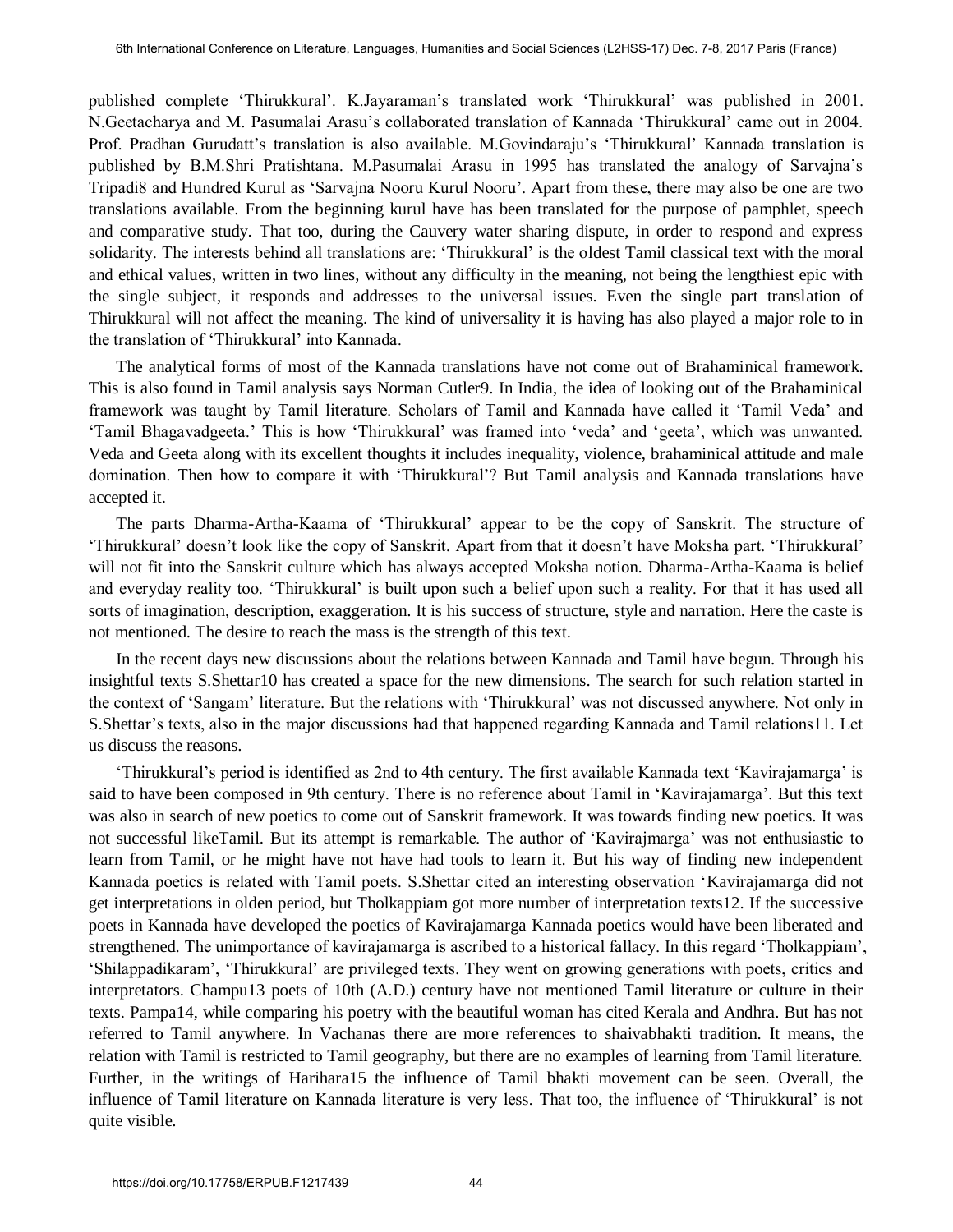published complete 'Thirukkural'. K.Jayaraman's translated work 'Thirukkural' was published in 2001. N.Geetacharya and M. Pasumalai Arasu's collaborated translation of Kannada 'Thirukkural' came out in 2004. Prof. Pradhan Gurudatt's translation is also available. M.Govindaraju's 'Thirukkural' Kannada translation is published by B.M.Shri Pratishtana. M.Pasumalai Arasu in 1995 has translated the analogy of Sarvajna's Tripadi8 and Hundred Kurul as 'Sarvajna Nooru Kurul Nooru'. Apart from these, there may also be one are two translations available. From the beginning kurul have has been translated for the purpose of pamphlet, speech and comparative study. That too, during the Cauvery water sharing dispute, in order to respond and express solidarity. The interests behind all translations are: 'Thirukkural' is the oldest Tamil classical text with the moral and ethical values, written in two lines, without any difficulty in the meaning, not being the lengthiest epic with the single subject, it responds and addresses to the universal issues. Even the single part translation of Thirukkural will not affect the meaning. The kind of universality it is having has also played a major role to in the translation of 'Thirukkural' into Kannada.

The analytical forms of most of the Kannada translations have not come out of Brahaminical framework. This is also found in Tamil analysis says Norman Cutler9. In India, the idea of looking out of the Brahaminical framework was taught by Tamil literature. Scholars of Tamil and Kannada have called it 'Tamil Veda' and 'Tamil Bhagavadgeeta.' This is how 'Thirukkural' was framed into 'veda' and 'geeta', which was unwanted. Veda and Geeta along with its excellent thoughts it includes inequality, violence, brahaminical attitude and male domination. Then how to compare it with 'Thirukkural'? But Tamil analysis and Kannada translations have accepted it.

The parts Dharma-Artha-Kaama of 'Thirukkural' appear to be the copy of Sanskrit. The structure of 'Thirukkural' doesn't look like the copy of Sanskrit. Apart from that it doesn't have Moksha part. 'Thirukkural' will not fit into the Sanskrit culture which has always accepted Moksha notion. Dharma-Artha-Kaama is belief and everyday reality too. 'Thirukkural' is built upon such a belief upon such a reality. For that it has used all sorts of imagination, description, exaggeration. It is his success of structure, style and narration. Here the caste is not mentioned. The desire to reach the mass is the strength of this text.

In the recent days new discussions about the relations between Kannada and Tamil have begun. Through his insightful texts S.Shettar10 has created a space for the new dimensions. The search for such relation started in the context of 'Sangam' literature. But the relations with 'Thirukkural' was not discussed anywhere. Not only in S.Shettar's texts, also in the major discussions had that happened regarding Kannada and Tamil relations11. Let us discuss the reasons.

'Thirukkural's period is identified as 2nd to 4th century. The first available Kannada text 'Kavirajamarga' is said to have been composed in 9th century. There is no reference about Tamil in 'Kavirajamarga'. But this text was also in search of new poetics to come out of Sanskrit framework. It was towards finding new poetics. It was not successful likeTamil. But its attempt is remarkable. The author of 'Kavirajmarga' was not enthusiastic to learn from Tamil, or he might have not have had tools to learn it. But his way of finding new independent Kannada poetics is related with Tamil poets. S.Shettar cited an interesting observation 'Kavirajamarga did not get interpretations in olden period, but Tholkappiam got more number of interpretation texts12. If the successive poets in Kannada have developed the poetics of Kavirajamarga Kannada poetics would have been liberated and strengthened. The unimportance of kavirajamarga is ascribed to a historical fallacy. In this regard 'Tholkappiam', 'Shilappadikaram', 'Thirukkural' are privileged texts. They went on growing generations with poets, critics and interpretators. Champu13 poets of 10th (A.D.) century have not mentioned Tamil literature or culture in their texts. Pampa14, while comparing his poetry with the beautiful woman has cited Kerala and Andhra. But has not referred to Tamil anywhere. In Vachanas there are more references to shaivabhakti tradition. It means, the relation with Tamil is restricted to Tamil geography, but there are no examples of learning from Tamil literature. Further, in the writings of Harihara15 the influence of Tamil bhakti movement can be seen. Overall, the influence of Tamil literature on Kannada literature is very less. That too, the influence of 'Thirukkural' is not quite visible.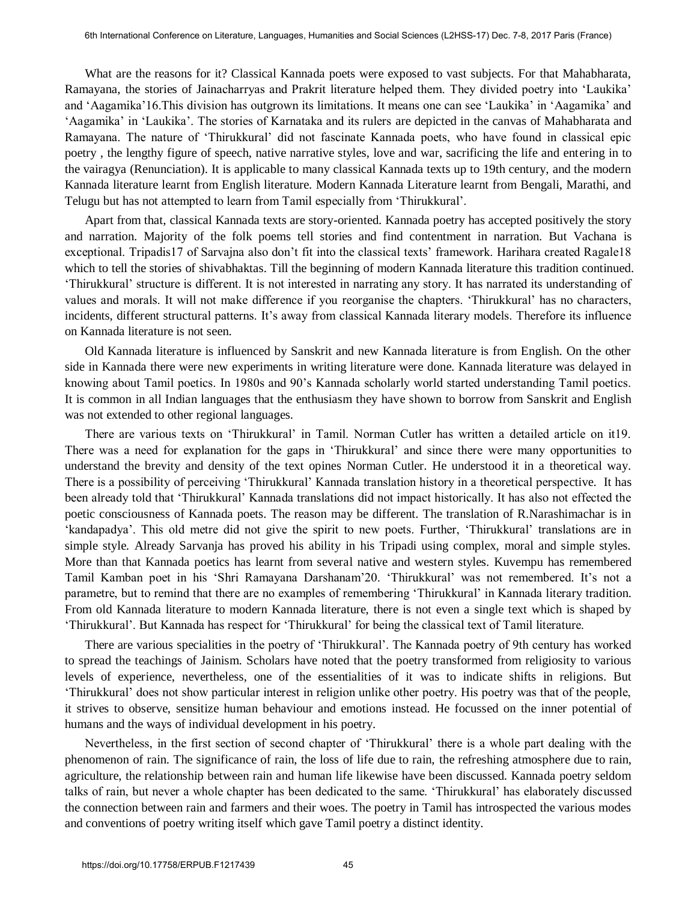What are the reasons for it? Classical Kannada poets were exposed to vast subjects. For that Mahabharata, Ramayana, the stories of Jainacharryas and Prakrit literature helped them. They divided poetry into 'Laukika' and 'Aagamika'[16].This division has outgrown its limitations. It means one can see 'Laukika' in 'Aagamika' and 'Aagamika' in 'Laukika'. The stories of Karnataka and its rulers are depicted in the canvas of Mahabharata and Ramayana. The nature of 'Thirukkural' did not fascinate Kannada poets, who have found in classical epic poetry , the lengthy figure of speech, native narrative styles, love and war, sacrificing the life and entering in to the vairagya (Renunciation). It is applicable to many classical Kannada texts up to 19th century, and the modern Kannada literature learnt from English literature. Modern Kannada Literature learnt from Bengali, Marathi, and Telugu but has not attempted to learn from Tamil especially from 'Thirukkural'.

Apart from that, classical Kannada texts are story-oriented. Kannada poetry has accepted positively the story and narration. Majority of the folk poems tell stories and find contentment in narration. But Vachana is exceptional. Tripadis[17] of Sarvajna also don't fit into the classical texts' framework. Harihara created Ragale[18] which to tell the stories of shivabhaktas. Till the beginning of modern Kannada literature this tradition continued. 'Thirukkural' structure is different. It is not interested in narrating any story. It has narrated its understanding of values and morals. It will not make difference if you reorganise the chapters. 'Thirukkural' has no characters, incidents, different structural patterns. It's away from classical Kannada literary models. Therefore its influence on Kannada literature is not seen.

Old Kannada literature is influenced by Sanskrit and new Kannada literature is from English. On the other side in Kannada there were new experiments in writing literature were done. Kannada literature was delayed in knowing about Tamil poetics. In 1980s and 90's Kannada scholarly world started understanding Tamil poetics. It is common in all Indian languages that the enthusiasm they have shown to borrow from Sanskrit and English was not extended to other regional languages.

There are various texts on 'Thirukkural' in Tamil. Norman Cutler has written a detailed article on it[19]. There was a need for explanation for the gaps in 'Thirukkural' and since there were many opportunities to understand the brevity and density of the text opines Norman Cutler. He understood it in a theoretical way. There is a possibility of perceiving 'Thirukkural' Kannada translation history in a theoretical perspective. It has been already told that 'Thirukkural' Kannada translations did not impact historically. It has also not effected the poetic consciousness of Kannada poets. The reason may be different. The translation of R.Narashimachar is in 'kandapadya'. This old metre did not give the spirit to new poets. Further, 'Thirukkural' translations are in simple style. Already Sarvanja has proved his ability in his Tripadi using complex, moral and simple styles. More than that Kannada poetics has learnt from several native and western styles. Kuvempu has remembered Tamil Kamban poet in his 'Shri Ramayana Darshanam'[20]. 'Thirukkural' was not remembered. It's not a parametre, but to remind that there are no examples of remembering 'Thirukkural' in Kannada literary tradition. From old Kannada literature to modern Kannada literature, there is not even a single text which is shaped by 'Thirukkural'. But Kannada has respect for 'Thirukkural' for being the classical text of Tamil literature.

There are various specialities in the poetry of 'Thirukkural'. The Kannada poetry of 9th century has worked to spread the teachings of Jainism. Scholars have noted that the poetry transformed from religiosity to various levels of experience, nevertheless, one of the essentialities of it was to indicate shifts in religions. But 'Thirukkural' does not show particular interest in religion unlike other poetry. His poetry was that of the people, it strives to observe, sensitize human behaviour and emotions instead. He focussed on the inner potential of humans and the ways of individual development in his poetry.

Nevertheless, in the first section of second chapter of 'Thirukkural' there is a whole part dealing with the phenomenon of rain. The significance of rain, the loss of life due to rain, the refreshing atmosphere due to rain, agriculture, the relationship between rain and human life likewise have been discussed. Kannada poetry seldom talks of rain, but never a whole chapter has been dedicated to the same. 'Thirukkural' has elaborately discussed the connection between rain and farmers and their woes. The poetry in Tamil has introspected the various modes and conventions of poetry writing itself which gave Tamil poetry a distinct identity.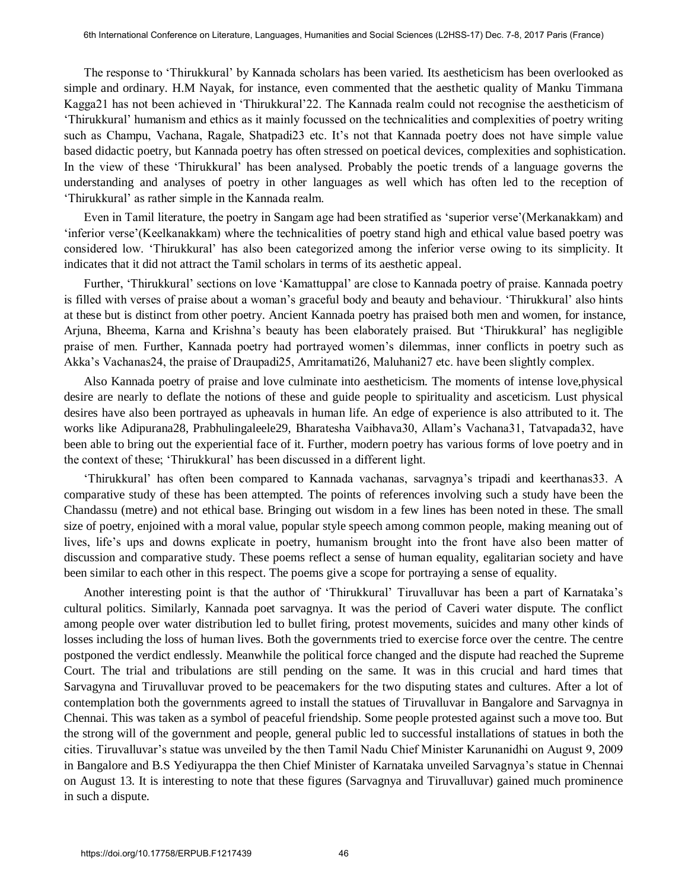The response to 'Thirukkural' by Kannada scholars has been varied. Its aestheticism has been overlooked as simple and ordinary. H.M Nayak, for instance, even commented that the aesthetic quality of Manku Timmana Kagga[21] has not been achieved in 'Thirukkural'[22]. The Kannada realm could not recognise the aestheticism of 'Thirukkural' humanism and ethics as it mainly focussed on the technicalities and complexities of poetry writing such as Champu, Vachana, Ragale, Shatpadi[23] etc. It's not that Kannada poetry does not have simple value based didactic poetry, but Kannada poetry has often stressed on poetical devices, complexities and sophistication. In the view of these 'Thirukkural' has been analysed. Probably the poetic trends of a language governs the understanding and analyses of poetry in other languages as well which has often led to the reception of 'Thirukkural' as rather simple in the Kannada realm.

Even in Tamil literature, the poetry in Sangam age had been stratified as 'superior verse'(Merkanakkam) and 'inferior verse'(Keelkanakkam) where the technicalities of poetry stand high and ethical value based poetry was considered low. 'Thirukkural' has also been categorized among the inferior verse owing to its simplicity. It indicates that it did not attract the Tamil scholars in terms of its aesthetic appeal.

Further, 'Thirukkural' sections on love 'Kamattuppal' are close to Kannada poetry of praise. Kannada poetry is filled with verses of praise about a woman's graceful body and beauty and behaviour. 'Thirukkural' also hints at these but is distinct from other poetry. Ancient Kannada poetry has praised both men and women, for instance, Arjuna, Bheema, Karna and Krishna's beauty has been elaborately praised. But 'Thirukkural' has negligible praise of men. Further, Kannada poetry had portrayed women's dilemmas, inner conflicts in poetry such as Akka's Vachanas[24], the praise of Draupadi[25], Amritamati[26], Maluhani[27] etc. have been slightly complex.

Also Kannada poetry of praise and love culminate into aestheticism. The moments of intense love,physical desire are nearly to deflate the notions of these and guide people to spirituality and asceticism. Lust physical desires have also been portrayed as upheavals in human life. An edge of experience is also attributed to it. The works like Adipurana[28], Prabhulingaleele[29], Bharatesha Vaibhava[30], Allam's Vachana[31], Tatvapada[32], have been able to bring out the experiential face of it. Further, modern poetry has various forms of love poetry and in the context of these; 'Thirukkural' has been discussed in a different light.

'Thirukkural' has often been compared to Kannada vachanas, sarvagnya's tripadi and keerthanas[33]. A comparative study of these has been attempted. The points of references involving such a study have been the Chandassu (metre) and not ethical base. Bringing out wisdom in a few lines has been noted in these. The small size of poetry, enjoined with a moral value, popular style speech among common people, making meaning out of lives, life's ups and downs explicate in poetry, humanism brought into the front have also been matter of discussion and comparative study. These poems reflect a sense of human equality, egalitarian society and have been similar to each other in this respect. The poems give a scope for portraying a sense of equality.

Another interesting point is that the author of 'Thirukkural' Tiruvalluvar has been a part of Karnataka's cultural politics. Similarly, Kannada poet sarvagnya. It was the period of Caveri water dispute. The conflict among people over water distribution led to bullet firing, protest movements, suicides and many other kinds of losses including the loss of human lives. Both the governments tried to exercise force over the centre. The centre postponed the verdict endlessly. Meanwhile the political force changed and the dispute had reached the Supreme Court. The trial and tribulations are still pending on the same. It was in this crucial and hard times that Sarvagyna and Tiruvalluvar proved to be peacemakers for the two disputing states and cultures. After a lot of contemplation both the governments agreed to install the statues of Tiruvalluvar in Bangalore and Sarvagnya in Chennai. This was taken as a symbol of peaceful friendship. Some people protested against such a move too. But the strong will of the government and people, general public led to successful installations of statues in both the cities. Tiruvalluvar's statue was unveiled by the then Tamil Nadu Chief Minister Karunanidhi on August 9, 2009 in Bangalore and B.S Yediyurappa the then Chief Minister of Karnataka unveiled Sarvagnya's statue in Chennai on August 13. It is interesting to note that these figures (Sarvagnya and Tiruvalluvar) gained much prominence in such a dispute.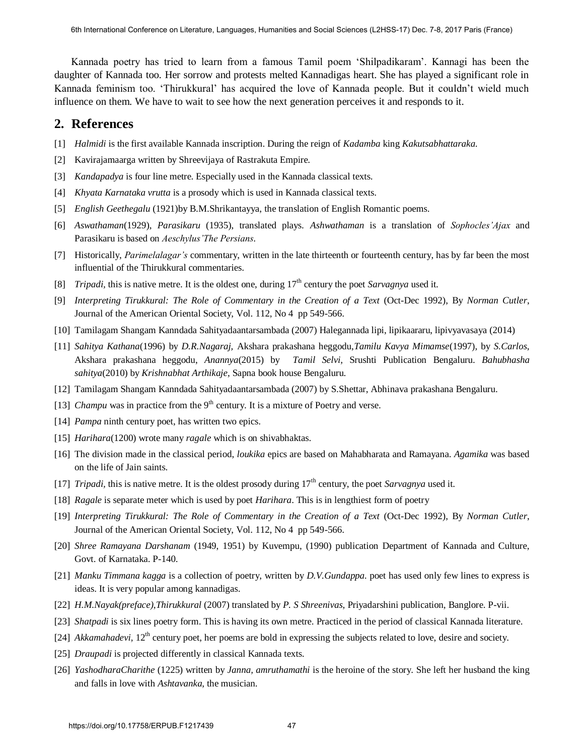Kannada poetry has tried to learn from a famous Tamil poem 'Shilpadikaram'. Kannagi has been the daughter of Kannada too. Her sorrow and protests melted Kannadigas heart. She has played a significant role in Kannada feminism too. 'Thirukkural' has acquired the love of Kannada people. But it couldn't wield much influence on them. We have to wait to see how the next generation perceives it and responds to it.

## 2. References

[1] *Halmidi* is the first available Kannada inscription. During the reign of *Kadamba* king *Kakutsabhattaraka.*

[2] Kavirajamaarga written by Shreevijaya of Rastrakuta Empire.

[3] *Kandapadya* is four line metre. Especially used in the Kannada classical texts.

[4] *Khyata Karnataka vrutta* is a prosody which is used in Kannada classical texts.

[5] *English Geethegalu* (1921)by B.M.Shrikantayya, the translation of English Romantic poems.

[6] *Aswathaman*(1929), *Parasikaru* (1935), translated plays. *Ashwathaman* is a translation of *Sophocles'Ajax* and Parasikaru is based on *Aeschylus'The Persians*.

[7] Historically, *Parimelalagar's* commentary, written in the late thirteenth or fourteenth century, has by far been the most influential of the Thirukkural commentaries.

[8] *Tripadi*, this is native metre. It is the oldest one, during 17th century the poet *Sarvagnya* used it.

[9] *Interpreting Tirukkural: The Role of Commentary in the Creation of a Text* (Oct-Dec 1992), By *Norman Cutler*, Journal of the American Oriental Society, Vol. 112, No 4 pp 549-566.

[10] Tamilagam Shangam Kanndada Sahityadaantarsambada (2007) Halegannada lipi, lipikaararu, lipivyavasaya (2014)

[11] *Sahitya Kathana*(1996) by *D.R.Nagaraj*, Akshara prakashana heggodu,*Tamilu Kavya Mimamse*(1997), by *S.Carlos*, Akshara prakashana heggodu, *Anannya*(2015) by *Tamil Selvi*, Srushti Publication Bengaluru. *Bahubhasha sahitya*(2010) by *Krishnabhat Arthikaje*, Sapna book house Bengaluru.

[12] Tamilagam Shangam Kanndada Sahityadaantarsambada (2007) by S.Shettar, Abhinava prakashana Bengaluru.

[13] *Champu* was in practice from the 9th century. It is a mixture of Poetry and verse.

[14] *Pampa* ninth century poet, has written two epics.

[15] *Harihara*(1200) wrote many *ragale* which is on shivabhaktas.

[16] The division made in the classical period, *loukika* epics are based on Mahabharata and Ramayana. *Agamika* was based on the life of Jain saints.

[17] *Tripadi*, this is native metre. It is the oldest prosody during 17th century, the poet *Sarvagnya* used it.

[18] *Ragale* is separate meter which is used by poet *Harihara*. This is in lengthiest form of poetry

[19] *Interpreting Tirukkural: The Role of Commentary in the Creation of a Text* (Oct-Dec 1992), By *Norman Cutler*, Journal of the American Oriental Society, Vol. 112, No 4 pp 549-566.

[20] *Shree Ramayana Darshanam* (1949, 1951) by Kuvempu, (1990) publication Department of Kannada and Culture, Govt. of Karnataka. P-140.

[21] *Manku Timmana kagga* is a collection of poetry, written by *D.V.Gundappa*. poet has used only few lines to express is ideas. It is very popular among kannadigas.

[22] *H.M.Nayak(preface)*,*Thirukkural* (2007) translated by *P. S Shreenivas*, Priyadarshini publication, Banglore. P-vii.

[23] *Shatpadi* is six lines poetry form. This is having its own metre. Practiced in the period of classical Kannada literature.

[24] *Akkamahadevi*, 12th century poet, her poems are bold in expressing the subjects related to love, desire and society.

[25] *Draupadi* is projected differently in classical Kannada texts.

[26] *YashodharaCharithe* (1225) written by *Janna*, *amruthamathi* is the heroine of the story. She left her husband the king and falls in love with *Ashtavanka*, the musician.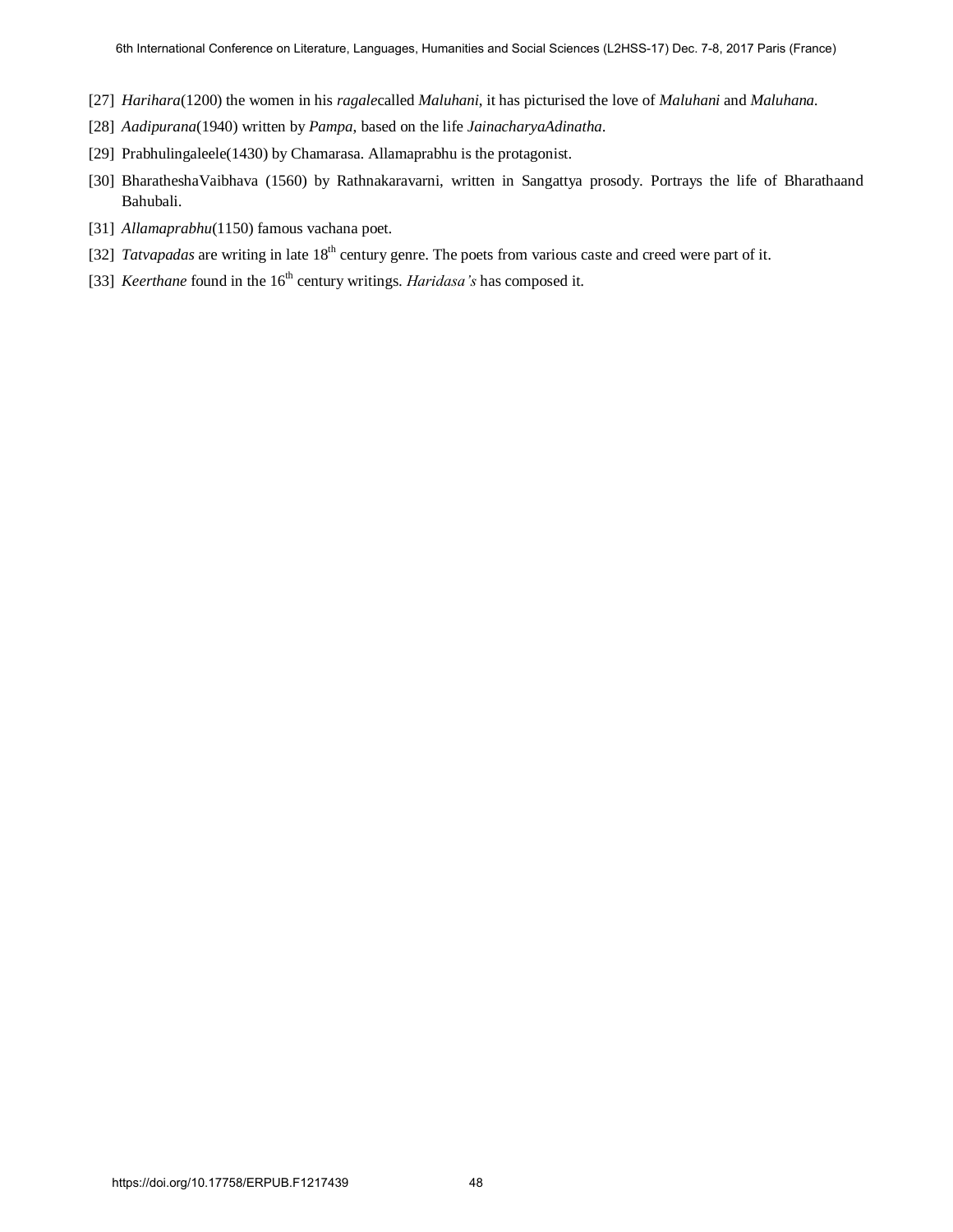[27] *Harihara*(1200) the women in his *ragale*called *Maluhani*, it has picturised the love of *Maluhani* and *Maluhana*.

[28] *Aadipurana*(1940) written by *Pampa*, based on the life *JainacharyaAdinatha*.

[29] Prabhulingaleele(1430) by Chamarasa. Allamaprabhu is the protagonist.

[30] BharatheshaVaibhava (1560) by Rathnakaravarni, written in Sangattya prosody. Portrays the life of Bharathaand Bahubali.

[31] *Allamaprabhu*(1150) famous vachana poet.

[32] *Tatvapadas* are writing in late 18th century genre. The poets from various caste and creed were part of it.

[33] *Keerthane* found in the 16th century writings. *Haridasa's* has composed it.